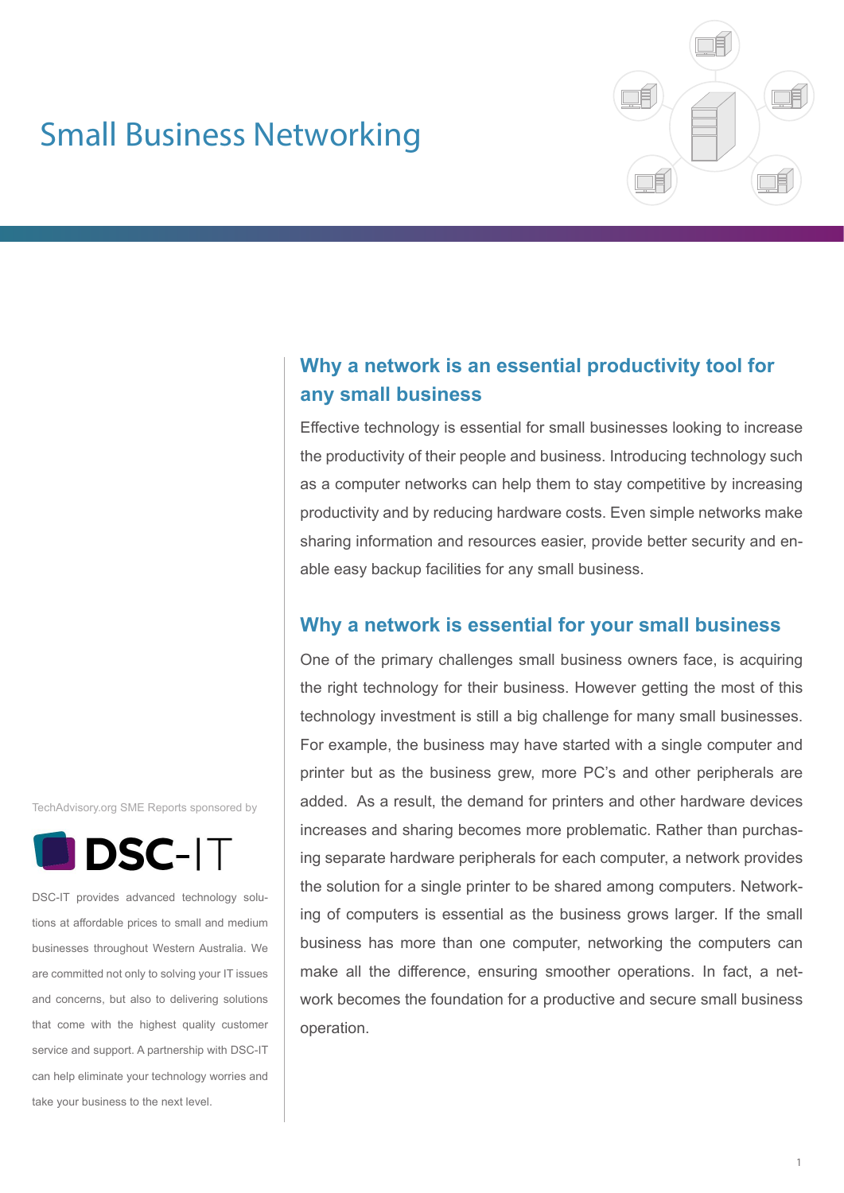# Small Business Networking

## Why a network is an essential productivity tool for any small business

Effective technology is essential for small businesses looking to increase the productivity of their people and business. Introducing technology such as a computer networks can help them to stay competitive by increasing productivity and by reducing hardware costs. Even simple networks make sharing information and resources easier, provide better security and enable easy backup facilities for any small business.

## Why a network is essential for your small business

One of the primary challenges small business owners face, is acquiring the right technology for their business. However getting the most of this technology investment is still a big challenge for many small businesses. For example, the business may have started with a single computer and printer but as the business grew, more PC's and other peripherals are added. As a result, the demand for printers and other hardware devices increases and sharing becomes more problematic. Rather than purchasing separate hardware peripherals for each computer, a network provides the solution for a single printer to be shared among computers. Networking of computers is essential as the business grows larger. If the small business has more than one computer, networking the computers can make all the difference, ensuring smoother operations. In fact, a network becomes the foundation for a productive and secure small business operation.

TechAdvisory.org SME Reports sponsored by

**DSC-IT**

DSC-IT provides advanced technology solutions at affordable prices to small and medium businesses throughout Western Australia. We are committed not only to solving your IT issues and concerns, but also to delivering solutions that come with the highest quality customer service and support. A partnership with DSC-IT can help eliminate your technology worries and take your business to the next level.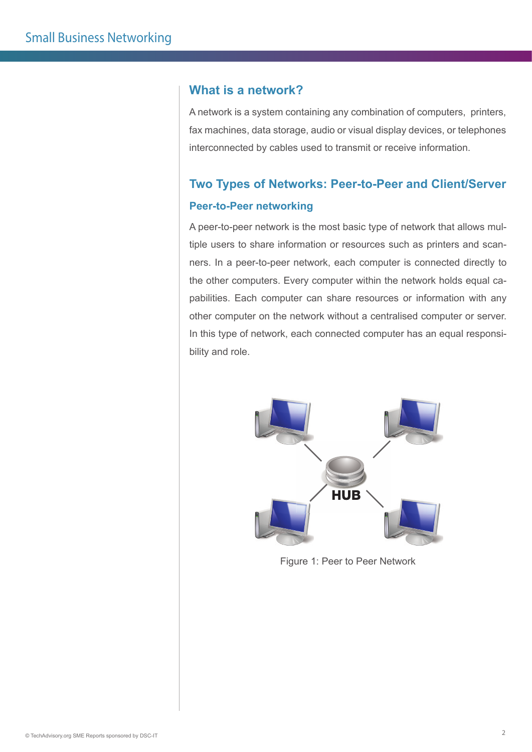## What is a network?

A network is a system containing any combination of computers, printers, fax machines, data storage, audio or visual display devices, or telephones interconnected by cables used to transmit or receive information.

## Two Types of Networks: Peer-to-Peer and Client/Server

### Peer-to-Peer networking

A peer-to-peer network is the most basic type of network that allows multiple users to share information or resources such as printers and scanners. In a peer-to-peer network, each computer is connected directly to the other computers. Every computer within the network holds equal capabilities. Each computer can share resources or information with any other computer on the network without a centralised computer or server. In this type of network, each connected computer has an equal responsibility and role.

Figure 1: Peer to Peer Network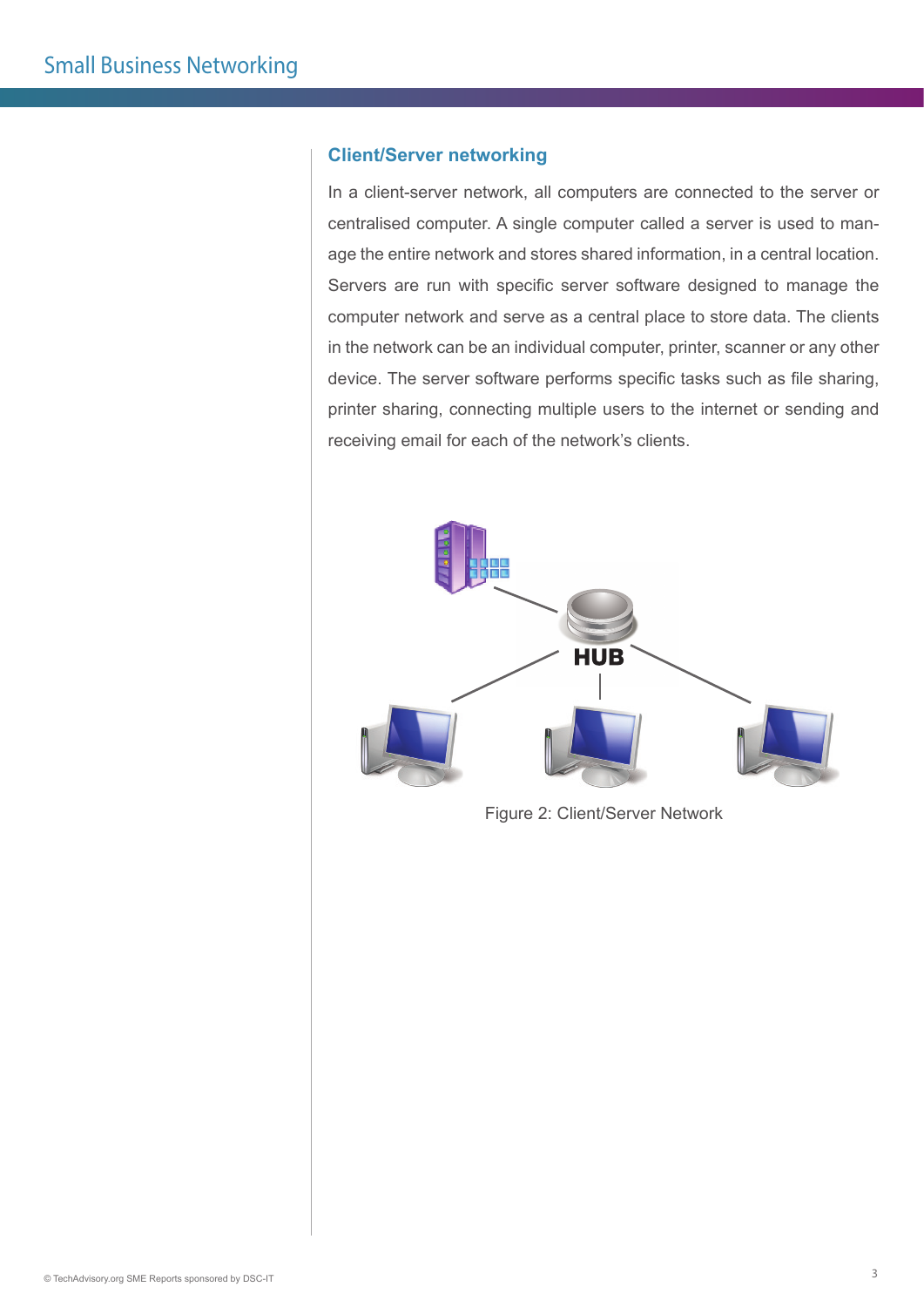## Client/Server networking

In a client-server network, all computers are connected to the server or centralised computer. A single computer called a server is used to manage the entire network and stores shared information, in a central location. Servers are run with specific server software designed to manage the computer network and serve as a central place to store data. The clients in the network can be an individual computer, printer, scanner or any other device. The server software performs specific tasks such as file sharing, printer sharing, connecting multiple users to the internet or sending and receiving email for each of the network's clients.

Figure 2: Client/Server Network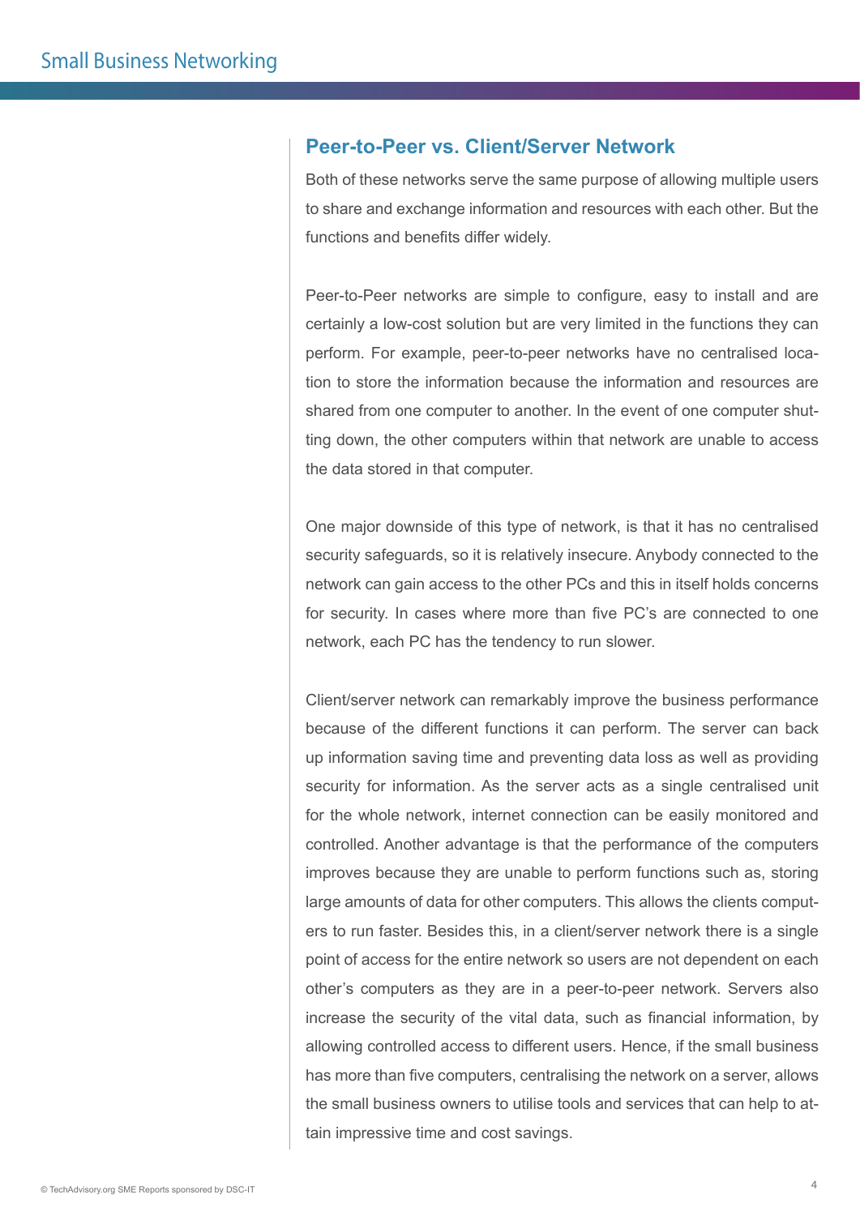## Peer-to-Peer vs. Client/Server Network

Both of these networks serve the same purpose of allowing multiple users to share and exchange information and resources with each other. But the functions and benefits differ widely.

Peer-to-Peer networks are simple to configure, easy to install and are certainly a low-cost solution but are very limited in the functions they can perform. For example, peer-to-peer networks have no centralised location to store the information because the information and resources are shared from one computer to another. In the event of one computer shutting down, the other computers within that network are unable to access the data stored in that computer.

One major downside of this type of network, is that it has no centralised security safeguards, so it is relatively insecure. Anybody connected to the network can gain access to the other PCs and this in itself holds concerns for security. In cases where more than five PC's are connected to one network, each PC has the tendency to run slower.

Client/server network can remarkably improve the business performance because of the different functions it can perform. The server can back up information saving time and preventing data loss as well as providing security for information. As the server acts as a single centralised unit for the whole network, internet connection can be easily monitored and controlled. Another advantage is that the performance of the computers improves because they are unable to perform functions such as, storing large amounts of data for other computers. This allows the clients computers to run faster. Besides this, in a client/server network there is a single point of access for the entire network so users are not dependent on each other's computers as they are in a peer-to-peer network. Servers also increase the security of the vital data, such as financial information, by allowing controlled access to different users. Hence, if the small business has more than five computers, centralising the network on a server, allows the small business owners to utilise tools and services that can help to attain impressive time and cost savings.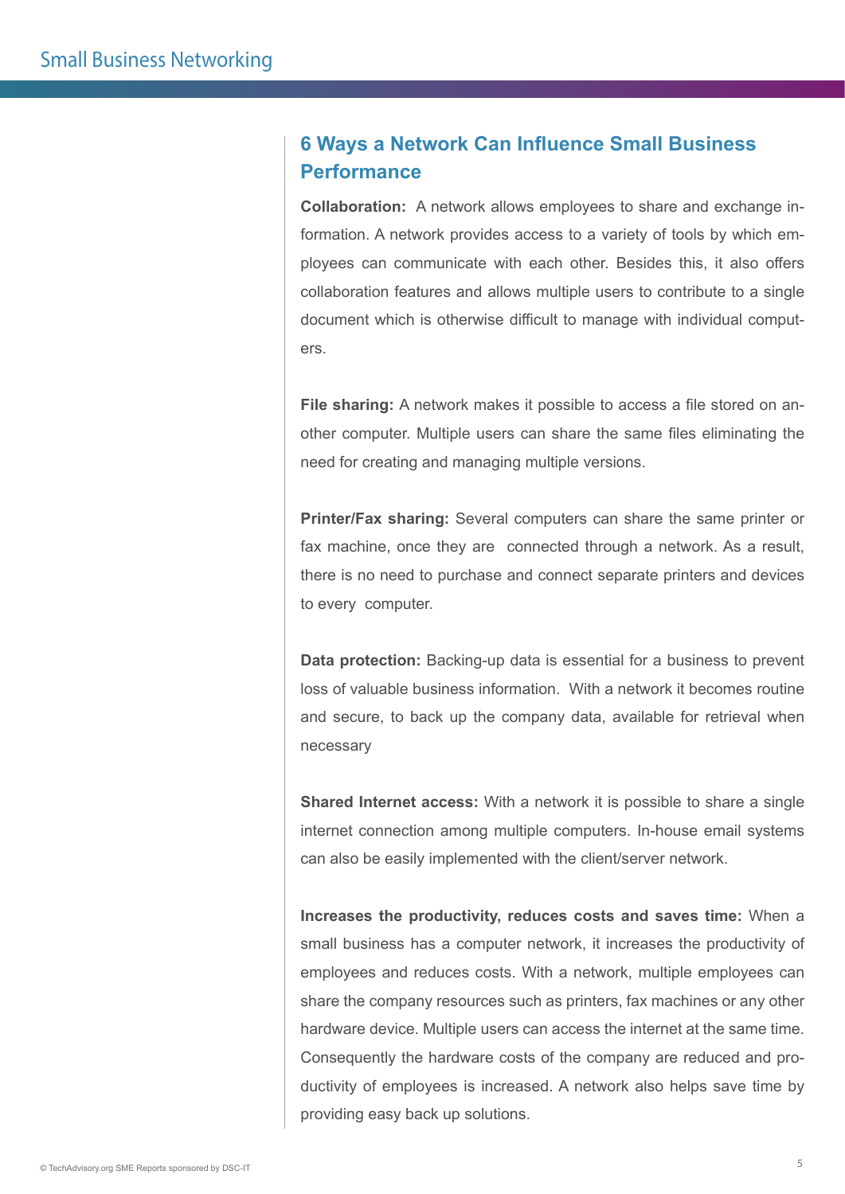## 6 Ways a Network Can Influence Small Business Performance

**Collaboration:** A network allows employees to share and exchange information. A network provides access to a variety of tools by which employees can communicate with each other. Besides this, it also offers collaboration features and allows multiple users to contribute to a single document which is otherwise difficult to manage with individual computers.

**File sharing:** A network makes it possible to access a file stored on another computer. Multiple users can share the same files eliminating the need for creating and managing multiple versions.

**Printer/Fax sharing:** Several computers can share the same printer or fax machine, once they are connected through a network. As a result, there is no need to purchase and connect separate printers and devices to every computer.

**Data protection:** Backing-up data is essential for a business to prevent loss of valuable business information. With a network it becomes routine and secure, to back up the company data, available for retrieval when necessary

**Shared Internet access:** With a network it is possible to share a single internet connection among multiple computers. In-house email systems can also be easily implemented with the client/server network.

**Increases the productivity, reduces costs and saves time:** When a small business has a computer network, it increases the productivity of employees and reduces costs. With a network, multiple employees can share the company resources such as printers, fax machines or any other hardware device. Multiple users can access the internet at the same time. Consequently the hardware costs of the company are reduced and productivity of employees is increased. A network also helps save time by providing easy back up solutions.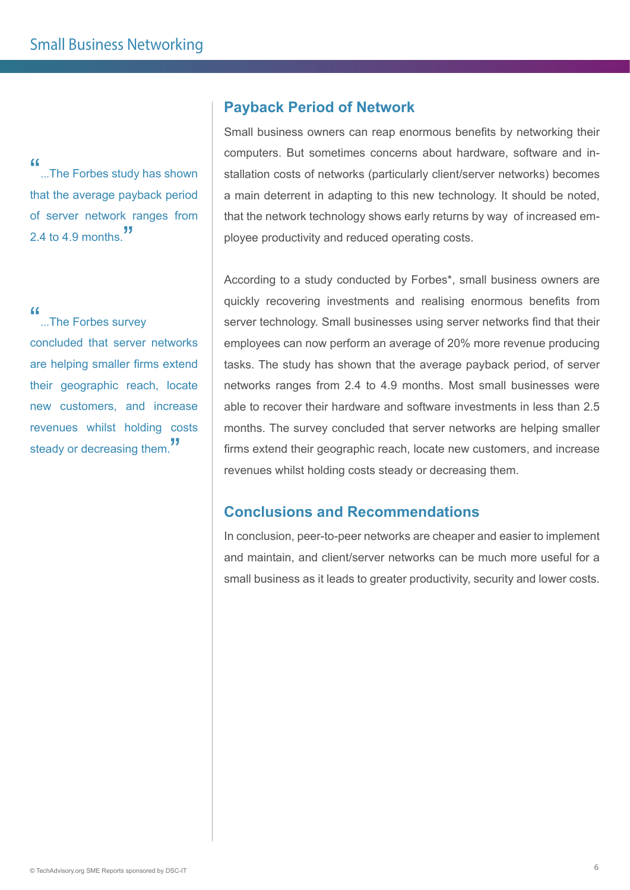> "...The Forbes study has shown that the average payback period of server network ranges from 2.4 to 4.9 months."

> "...The Forbes survey concluded that server networks are helping smaller firms extend their geographic reach, locate new customers, and increase revenues whilst holding costs steady or decreasing them."

## Payback Period of Network

Small business owners can reap enormous benefits by networking their computers. But sometimes concerns about hardware, software and installation costs of networks (particularly client/server networks) becomes a main deterrent in adapting to this new technology. It should be noted, that the network technology shows early returns by way of increased employee productivity and reduced operating costs.

According to a study conducted by Forbes*, small business owners are quickly recovering investments and realising enormous benefits from server technology. Small businesses using server networks find that their employees can now perform an average of 20% more revenue producing tasks. The study has shown that the average payback period, of server networks ranges from 2.4 to 4.9 months. Most small businesses were able to recover their hardware and software investments in less than 2.5 months. The survey concluded that server networks are helping smaller firms extend their geographic reach, locate new customers, and increase revenues whilst holding costs steady or decreasing them.

## Conclusions and Recommendations

In conclusion, peer-to-peer networks are cheaper and easier to implement and maintain, and client/server networks can be much more useful for a small business as it leads to greater productivity, security and lower costs.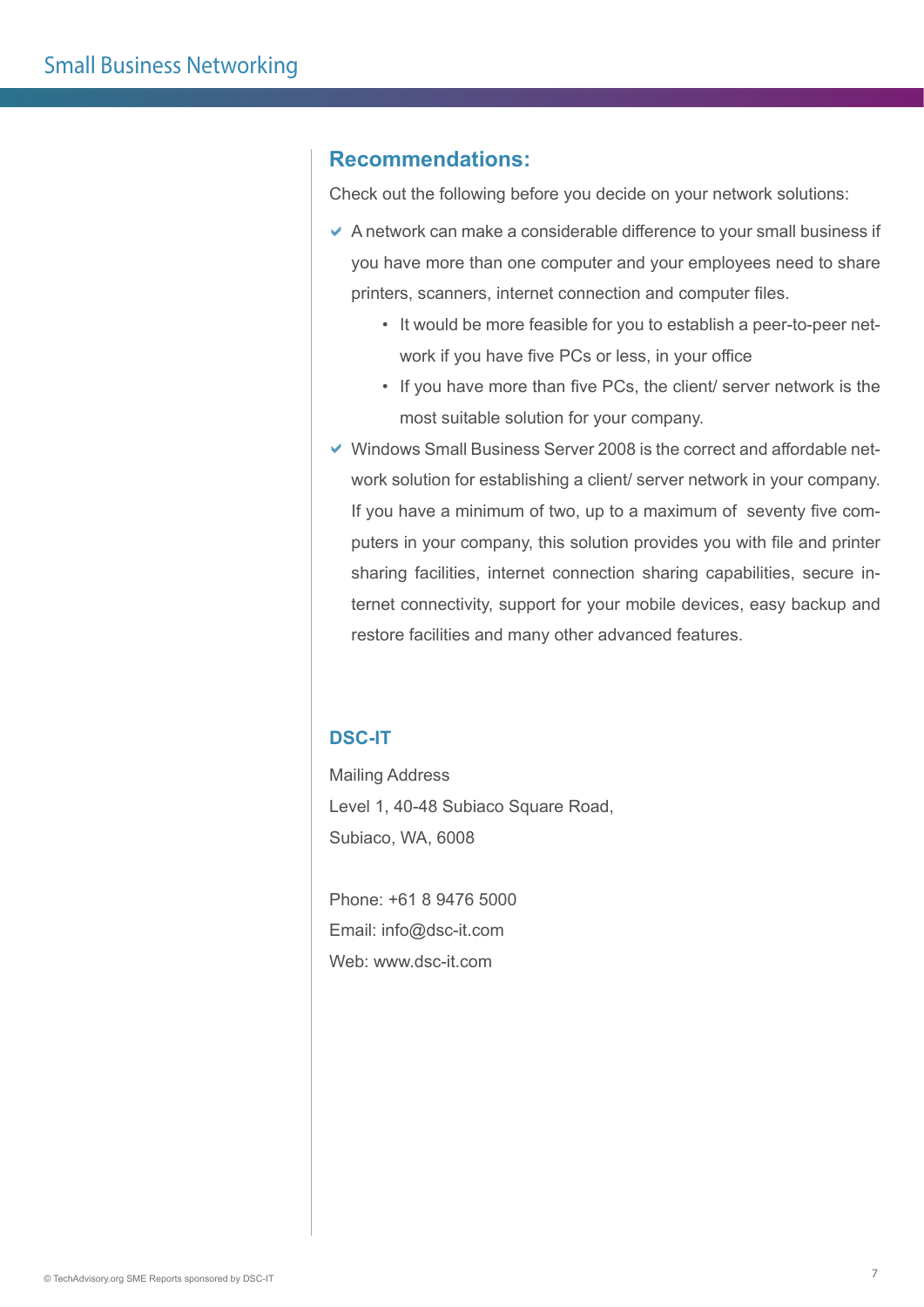## Recommendations:

Check out the following before you decide on your network solutions:

- ✔ A network can make a considerable difference to your small business if you have more than one computer and your employees need to share printers, scanners, internet connection and computer files.
  - It would be more feasible for you to establish a peer-to-peer network if you have five PCs or less, in your office
  - If you have more than five PCs, the client/ server network is the most suitable solution for your company.
- ✔ Windows Small Business Server 2008 is the correct and affordable network solution for establishing a client/ server network in your company. If you have a minimum of two, up to a maximum of seventy five computers in your company, this solution provides you with file and printer sharing facilities, internet connection sharing capabilities, secure internet connectivity, support for your mobile devices, easy backup and restore facilities and many other advanced features.

## DSC-IT

Mailing Address
Level 1, 40-48 Subiaco Square Road,
Subiaco, WA, 6008

Phone: +61 8 9476 5000
Email: info@dsc-it.com
Web: www.dsc-it.com